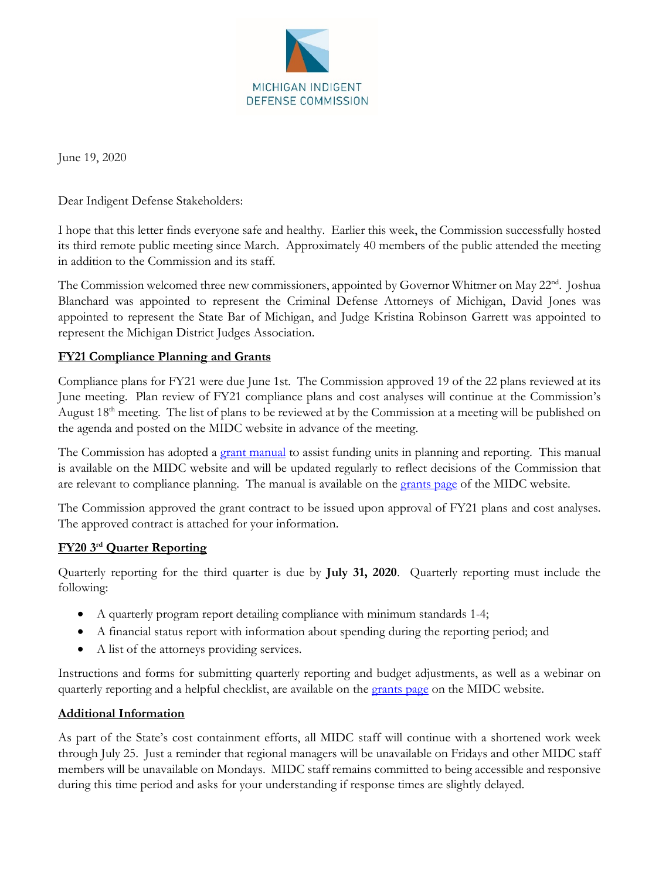MICHIGAN INDIGENT DEFENSE COMMISSION

June 19, 2020

Dear Indigent Defense Stakeholders:

I hope that this letter finds everyone safe and healthy. Earlier this week, the Commission successfully hosted its third remote public meeting since March. Approximately 40 members of the public attended the meeting in addition to the Commission and its staff.

The Commission welcomed three new commissioners, appointed by Governor Whitmer on May 22nd. Joshua Blanchard was appointed to represent the Criminal Defense Attorneys of Michigan, David Jones was appointed to represent the State Bar of Michigan, and Judge Kristina Robinson Garrett was appointed to represent the Michigan District Judges Association.

**FY21 Compliance Planning and Grants**

Compliance plans for FY21 were due June 1st. The Commission approved 19 of the 22 plans reviewed at its June meeting. Plan review of FY21 compliance plans and cost analyses will continue at the Commission's August 18th meeting. The list of plans to be reviewed at by the Commission at a meeting will be published on the agenda and posted on the MIDC website in advance of the meeting.

The Commission has adopted a grant manual to assist funding units in planning and reporting. This manual is available on the MIDC website and will be updated regularly to reflect decisions of the Commission that are relevant to compliance planning. The manual is available on the grants page of the MIDC website.

The Commission approved the grant contract to be issued upon approval of FY21 plans and cost analyses. The approved contract is attached for your information.

**FY20 3rd Quarter Reporting**

Quarterly reporting for the third quarter is due by **July 31, 2020**. Quarterly reporting must include the following:

- A quarterly program report detailing compliance with minimum standards 1-4;
- A financial status report with information about spending during the reporting period; and
- A list of the attorneys providing services.

Instructions and forms for submitting quarterly reporting and budget adjustments, as well as a webinar on quarterly reporting and a helpful checklist, are available on the grants page on the MIDC website.

**Additional Information**

As part of the State's cost containment efforts, all MIDC staff will continue with a shortened work week through July 25. Just a reminder that regional managers will be unavailable on Fridays and other MIDC staff members will be unavailable on Mondays. MIDC staff remains committed to being accessible and responsive during this time period and asks for your understanding if response times are slightly delayed.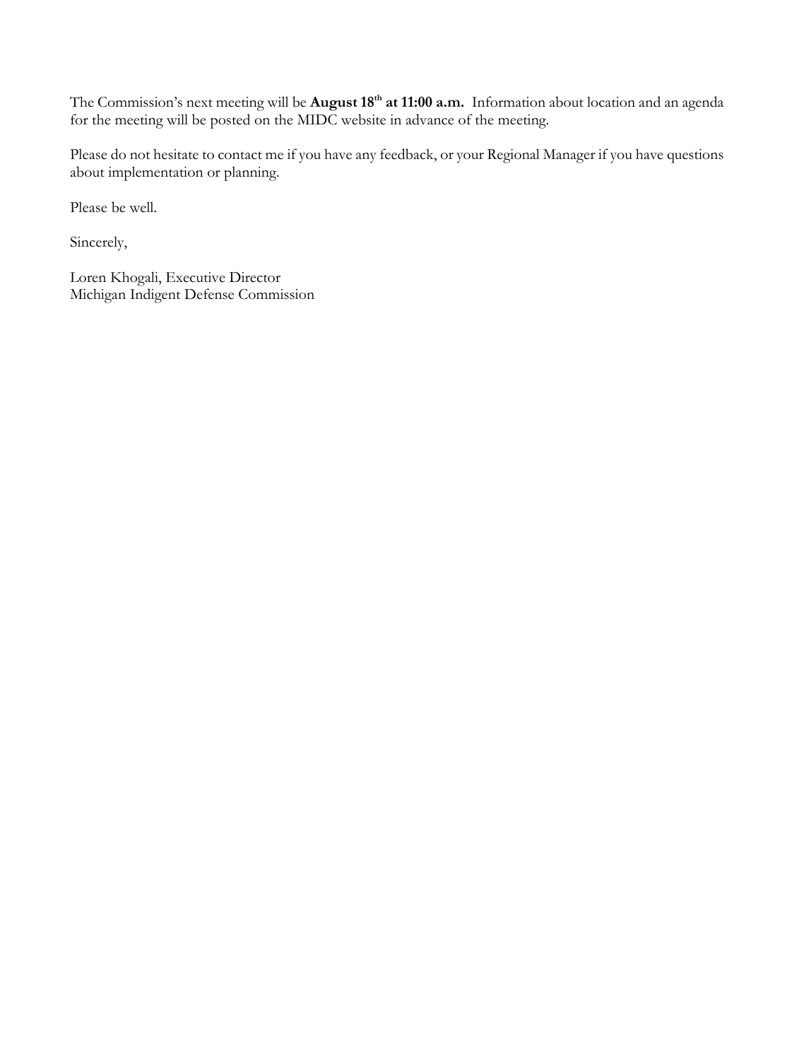The Commission's next meeting will be **August 18th at 11:00 a.m.** Information about location and an agenda for the meeting will be posted on the MIDC website in advance of the meeting.

Please do not hesitate to contact me if you have any feedback, or your Regional Manager if you have questions about implementation or planning.

Please be well.

Sincerely,

Loren Khogali, Executive Director
Michigan Indigent Defense Commission